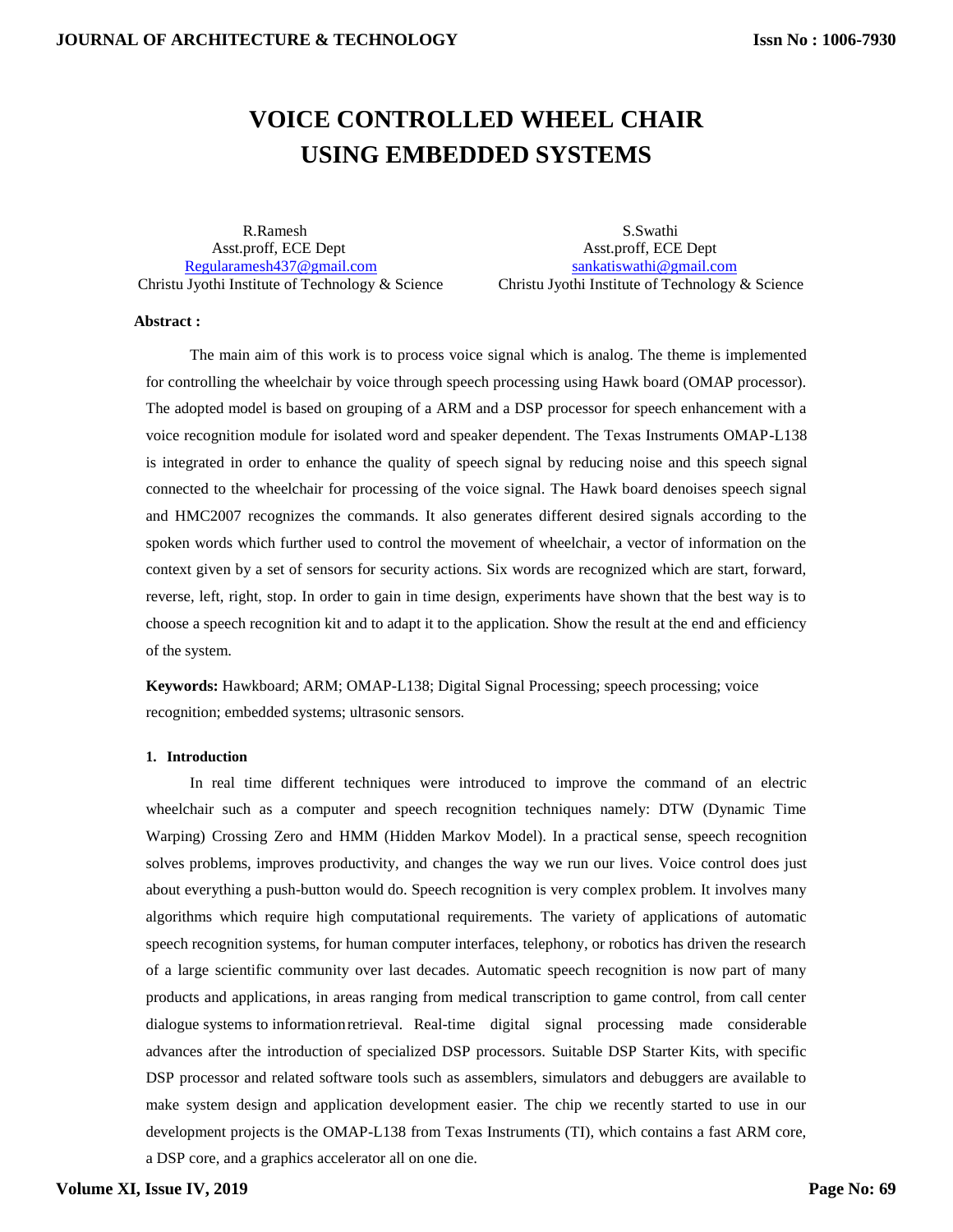# VOICE CONTROLLED WHEEL CHAIR USING EMBEDDED SYSTEMS

R.Ramesh
Asst.proff, ECE Dept
Regularamesh437@gmail.com
Christu Jyothi Institute of Technology & Science

S.Swathi
Asst.proff, ECE Dept
sankatiswathi@gmail.com
Christu Jyothi Institute of Technology & Science

**Abstract :**

The main aim of this work is to process voice signal which is analog. The theme is implemented for controlling the wheelchair by voice through speech processing using Hawk board (OMAP processor). The adopted model is based on grouping of a ARM and a DSP processor for speech enhancement with a voice recognition module for isolated word and speaker dependent. The Texas Instruments OMAP-L138 is integrated in order to enhance the quality of speech signal by reducing noise and this speech signal connected to the wheelchair for processing of the voice signal. The Hawk board denoises speech signal and HMC2007 recognizes the commands. It also generates different desired signals according to the spoken words which further used to control the movement of wheelchair, a vector of information on the context given by a set of sensors for security actions. Six words are recognized which are start, forward, reverse, left, right, stop. In order to gain in time design, experiments have shown that the best way is to choose a speech recognition kit and to adapt it to the application. Show the result at the end and efficiency of the system.

**Keywords:** Hawkboard; ARM; OMAP-L138; Digital Signal Processing; speech processing; voice recognition; embedded systems; ultrasonic sensors.

## 1. Introduction

In real time different techniques were introduced to improve the command of an electric wheelchair such as a computer and speech recognition techniques namely: DTW (Dynamic Time Warping) Crossing Zero and HMM (Hidden Markov Model). In a practical sense, speech recognition solves problems, improves productivity, and changes the way we run our lives. Voice control does just about everything a push-button would do. Speech recognition is very complex problem. It involves many algorithms which require high computational requirements. The variety of applications of automatic speech recognition systems, for human computer interfaces, telephony, or robotics has driven the research of a large scientific community over last decades. Automatic speech recognition is now part of many products and applications, in areas ranging from medical transcription to game control, from call center dialogue systems to information retrieval. Real-time digital signal processing made considerable advances after the introduction of specialized DSP processors. Suitable DSP Starter Kits, with specific DSP processor and related software tools such as assemblers, simulators and debuggers are available to make system design and application development easier. The chip we recently started to use in our development projects is the OMAP-L138 from Texas Instruments (TI), which contains a fast ARM core, a DSP core, and a graphics accelerator all on one die.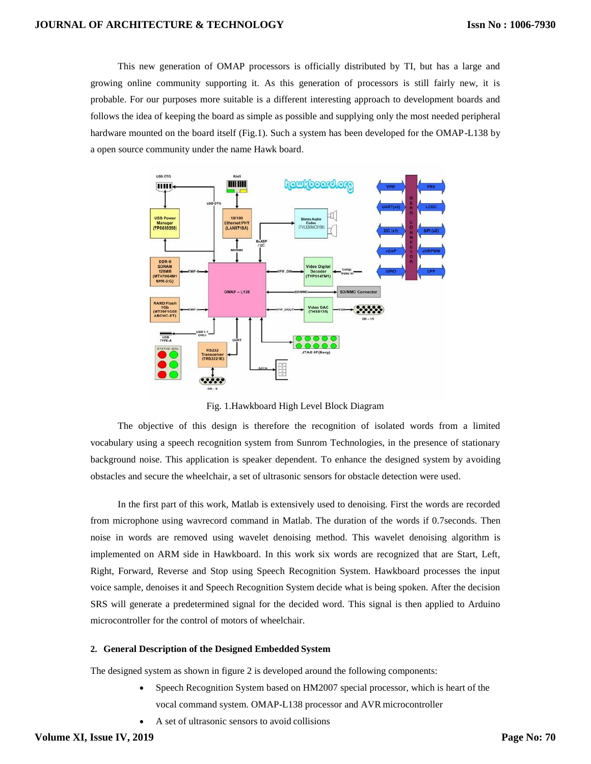This new generation of OMAP processors is officially distributed by TI, but has a large and growing online community supporting it. As this generation of processors is still fairly new, it is probable. For our purposes more suitable is a different interesting approach to development boards and follows the idea of keeping the board as simple as possible and supplying only the most needed peripheral hardware mounted on the board itself (Fig.1). Such a system has been developed for the OMAP-L138 by a open source community under the name Hawk board.

Fig. 1.Hawkboard High Level Block Diagram

The objective of this design is therefore the recognition of isolated words from a limited vocabulary using a speech recognition system from Sunrom Technologies, in the presence of stationary background noise. This application is speaker dependent. To enhance the designed system by avoiding obstacles and secure the wheelchair, a set of ultrasonic sensors for obstacle detection were used.

In the first part of this work, Matlab is extensively used to denoising. First the words are recorded from microphone using wavrecord command in Matlab. The duration of the words if 0.7seconds. Then noise in words are removed using wavelet denoising method. This wavelet denoising algorithm is implemented on ARM side in Hawkboard. In this work six words are recognized that are Start, Left, Right, Forward, Reverse and Stop using Speech Recognition System. Hawkboard processes the input voice sample, denoises it and Speech Recognition System decide what is being spoken. After the decision SRS will generate a predetermined signal for the decided word. This signal is then applied to Arduino microcontroller for the control of motors of wheelchair.

## 2. General Description of the Designed Embedded System

The designed system as shown in figure 2 is developed around the following components:

- Speech Recognition System based on HM2007 special processor, which is heart of the vocal command system. OMAP-L138 processor and AVR microcontroller
- A set of ultrasonic sensors to avoid collisions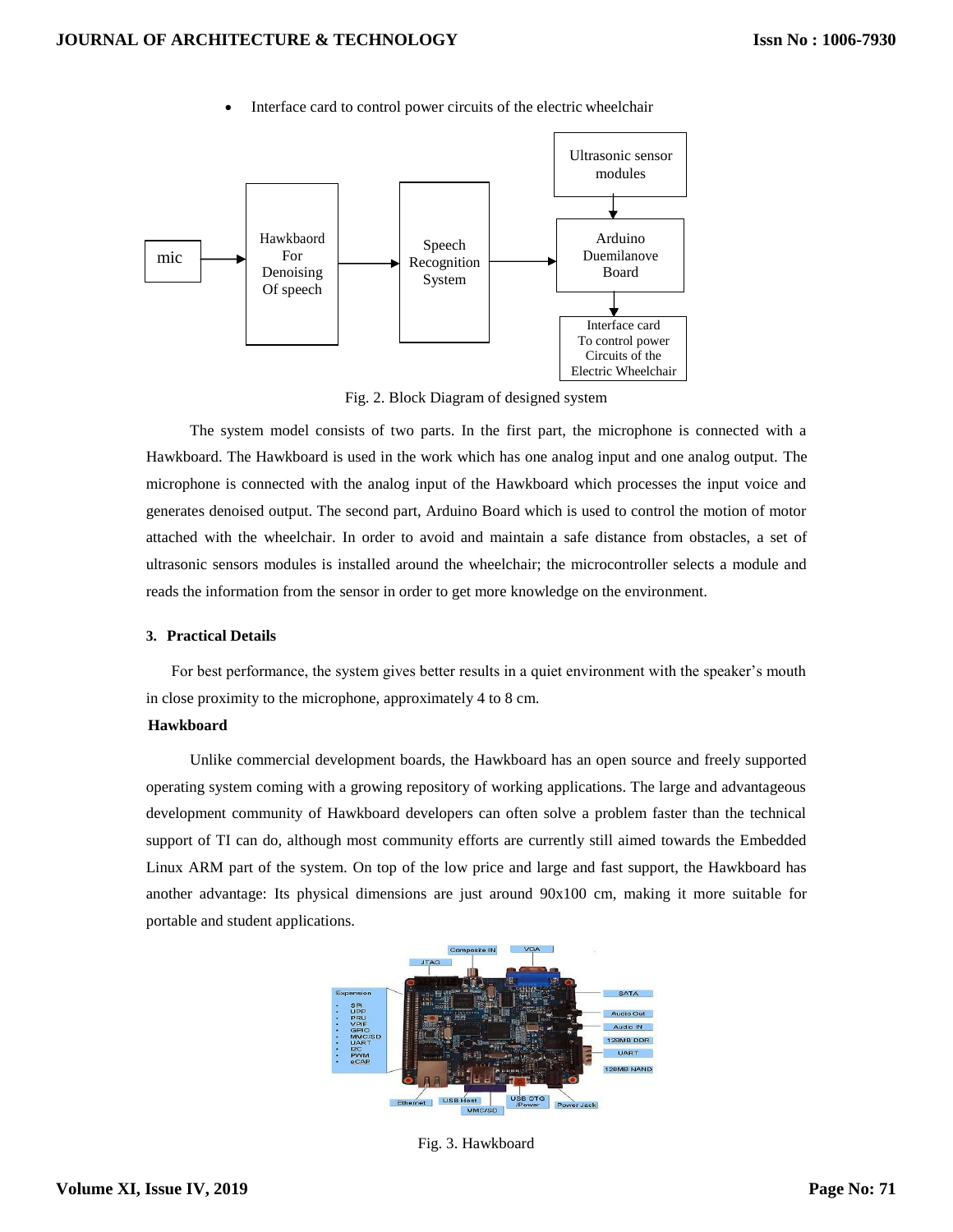- Interface card to control power circuits of the electric wheelchair

Fig. 2. Block Diagram of designed system

The system model consists of two parts. In the first part, the microphone is connected with a Hawkboard. The Hawkboard is used in the work which has one analog input and one analog output. The microphone is connected with the analog input of the Hawkboard which processes the input voice and generates denoised output. The second part, Arduino Board which is used to control the motion of motor attached with the wheelchair. In order to avoid and maintain a safe distance from obstacles, a set of ultrasonic sensors modules is installed around the wheelchair; the microcontroller selects a module and reads the information from the sensor in order to get more knowledge on the environment.

### 3. Practical Details

For best performance, the system gives better results in a quiet environment with the speaker's mouth in close proximity to the microphone, approximately 4 to 8 cm.

#### Hawkboard

Unlike commercial development boards, the Hawkboard has an open source and freely supported operating system coming with a growing repository of working applications. The large and advantageous development community of Hawkboard developers can often solve a problem faster than the technical support of TI can do, although most community efforts are currently still aimed towards the Embedded Linux ARM part of the system. On top of the low price and large and fast support, the Hawkboard has another advantage: Its physical dimensions are just around 90x100 cm, making it more suitable for portable and student applications.

Fig. 3. Hawkboard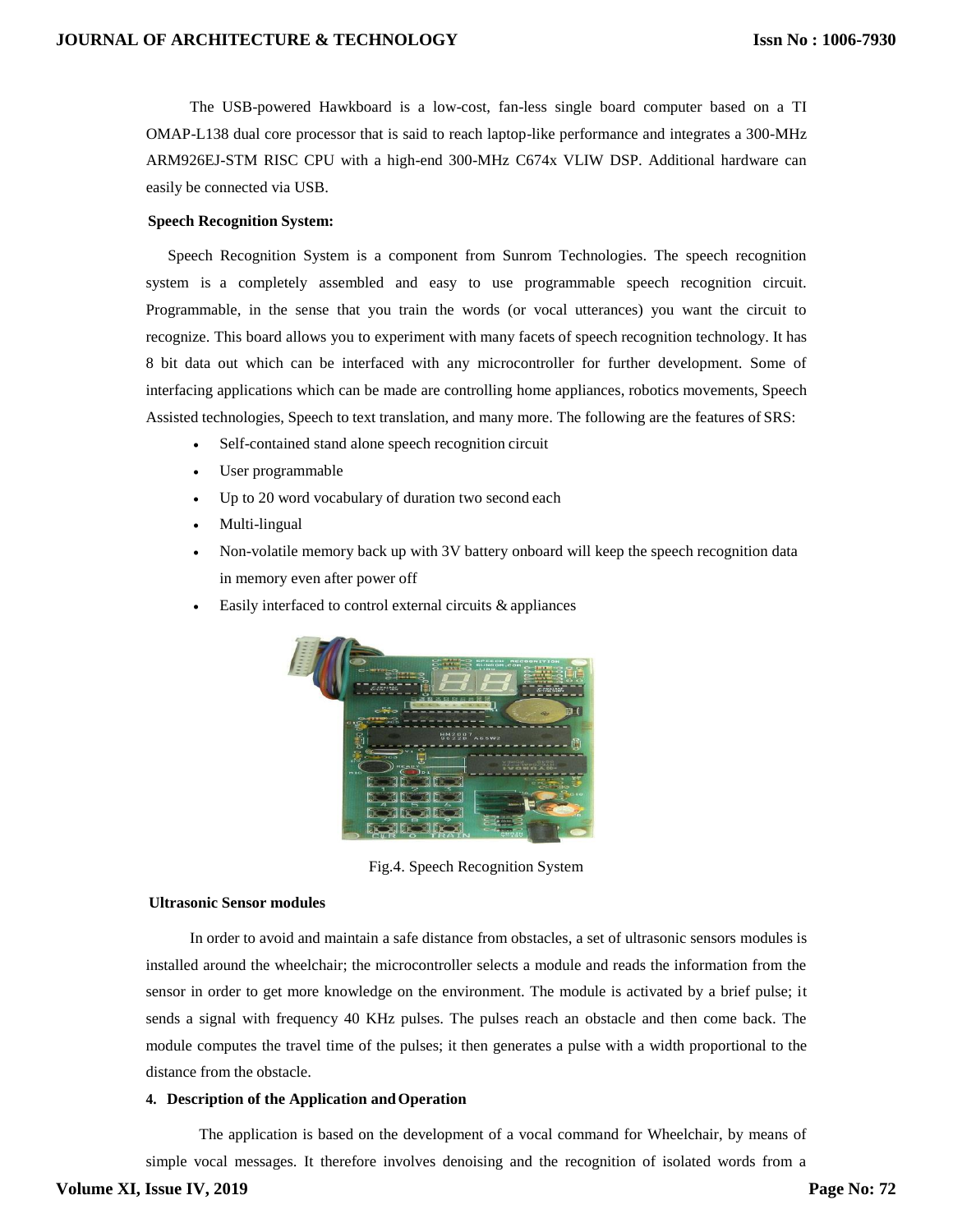The USB-powered Hawkboard is a low-cost, fan-less single board computer based on a TI OMAP-L138 dual core processor that is said to reach laptop-like performance and integrates a 300-MHz ARM926EJ-STM RISC CPU with a high-end 300-MHz C674x VLIW DSP. Additional hardware can easily be connected via USB.

**Speech Recognition System:**

Speech Recognition System is a component from Sunrom Technologies. The speech recognition system is a completely assembled and easy to use programmable speech recognition circuit. Programmable, in the sense that you train the words (or vocal utterances) you want the circuit to recognize. This board allows you to experiment with many facets of speech recognition technology. It has 8 bit data out which can be interfaced with any microcontroller for further development. Some of interfacing applications which can be made are controlling home appliances, robotics movements, Speech Assisted technologies, Speech to text translation, and many more. The following are the features of SRS:

- Self-contained stand alone speech recognition circuit
- User programmable
- Up to 20 word vocabulary of duration two second each
- Multi-lingual
- Non-volatile memory back up with 3V battery onboard will keep the speech recognition data in memory even after power off
- Easily interfaced to control external circuits & appliances

Fig.4. Speech Recognition System

**Ultrasonic Sensor modules**

In order to avoid and maintain a safe distance from obstacles, a set of ultrasonic sensors modules is installed around the wheelchair; the microcontroller selects a module and reads the information from the sensor in order to get more knowledge on the environment. The module is activated by a brief pulse; it sends a signal with frequency 40 KHz pulses. The pulses reach an obstacle and then come back. The module computes the travel time of the pulses; it then generates a pulse with a width proportional to the distance from the obstacle.

**4. Description of the Application and Operation**

The application is based on the development of a vocal command for Wheelchair, by means of simple vocal messages. It therefore involves denoising and the recognition of isolated words from a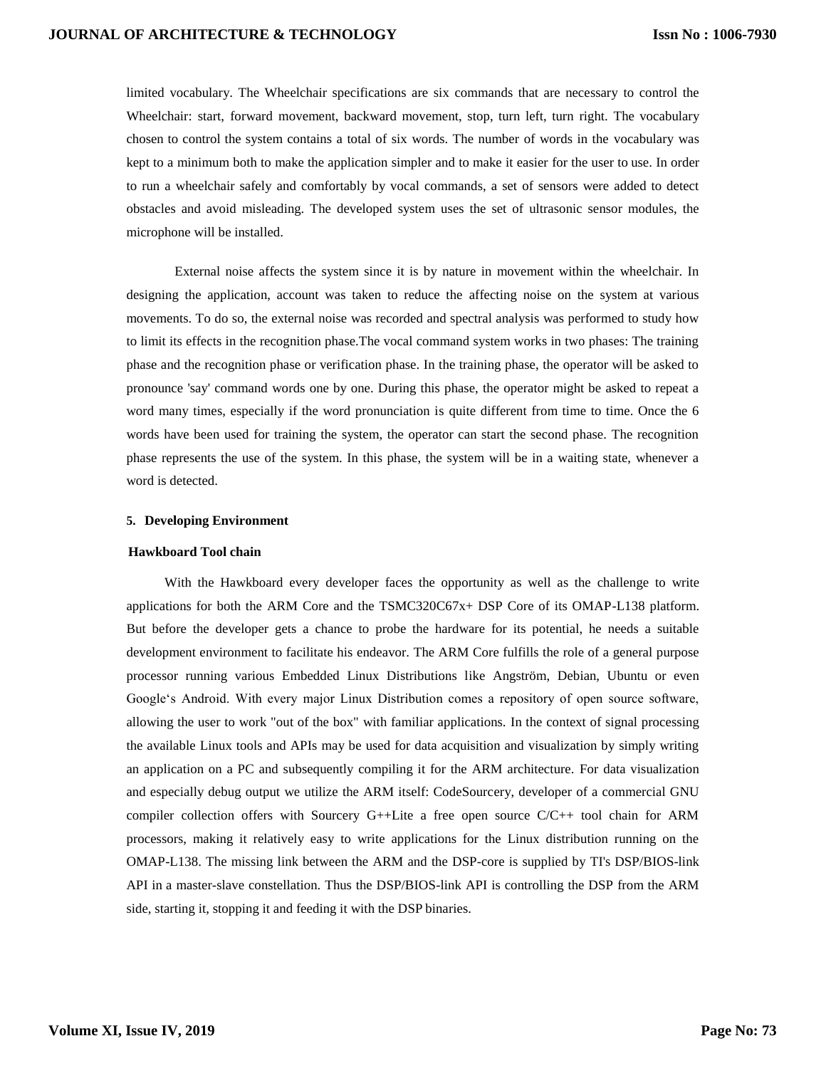limited vocabulary. The Wheelchair specifications are six commands that are necessary to control the Wheelchair: start, forward movement, backward movement, stop, turn left, turn right. The vocabulary chosen to control the system contains a total of six words. The number of words in the vocabulary was kept to a minimum both to make the application simpler and to make it easier for the user to use. In order to run a wheelchair safely and comfortably by vocal commands, a set of sensors were added to detect obstacles and avoid misleading. The developed system uses the set of ultrasonic sensor modules, the microphone will be installed.

External noise affects the system since it is by nature in movement within the wheelchair. In designing the application, account was taken to reduce the affecting noise on the system at various movements. To do so, the external noise was recorded and spectral analysis was performed to study how to limit its effects in the recognition phase.The vocal command system works in two phases: The training phase and the recognition phase or verification phase. In the training phase, the operator will be asked to pronounce 'say' command words one by one. During this phase, the operator might be asked to repeat a word many times, especially if the word pronunciation is quite different from time to time. Once the 6 words have been used for training the system, the operator can start the second phase. The recognition phase represents the use of the system. In this phase, the system will be in a waiting state, whenever a word is detected.

## 5. Developing Environment

### Hawkboard Tool chain

With the Hawkboard every developer faces the opportunity as well as the challenge to write applications for both the ARM Core and the TSMC320C67x+ DSP Core of its OMAP-L138 platform. But before the developer gets a chance to probe the hardware for its potential, he needs a suitable development environment to facilitate his endeavor. The ARM Core fulfills the role of a general purpose processor running various Embedded Linux Distributions like Angström, Debian, Ubuntu or even Google's Android. With every major Linux Distribution comes a repository of open source software, allowing the user to work "out of the box" with familiar applications. In the context of signal processing the available Linux tools and APIs may be used for data acquisition and visualization by simply writing an application on a PC and subsequently compiling it for the ARM architecture. For data visualization and especially debug output we utilize the ARM itself: CodeSourcery, developer of a commercial GNU compiler collection offers with Sourcery G++Lite a free open source C/C++ tool chain for ARM processors, making it relatively easy to write applications for the Linux distribution running on the OMAP-L138. The missing link between the ARM and the DSP-core is supplied by TI's DSP/BIOS-link API in a master-slave constellation. Thus the DSP/BIOS-link API is controlling the DSP from the ARM side, starting it, stopping it and feeding it with the DSP binaries.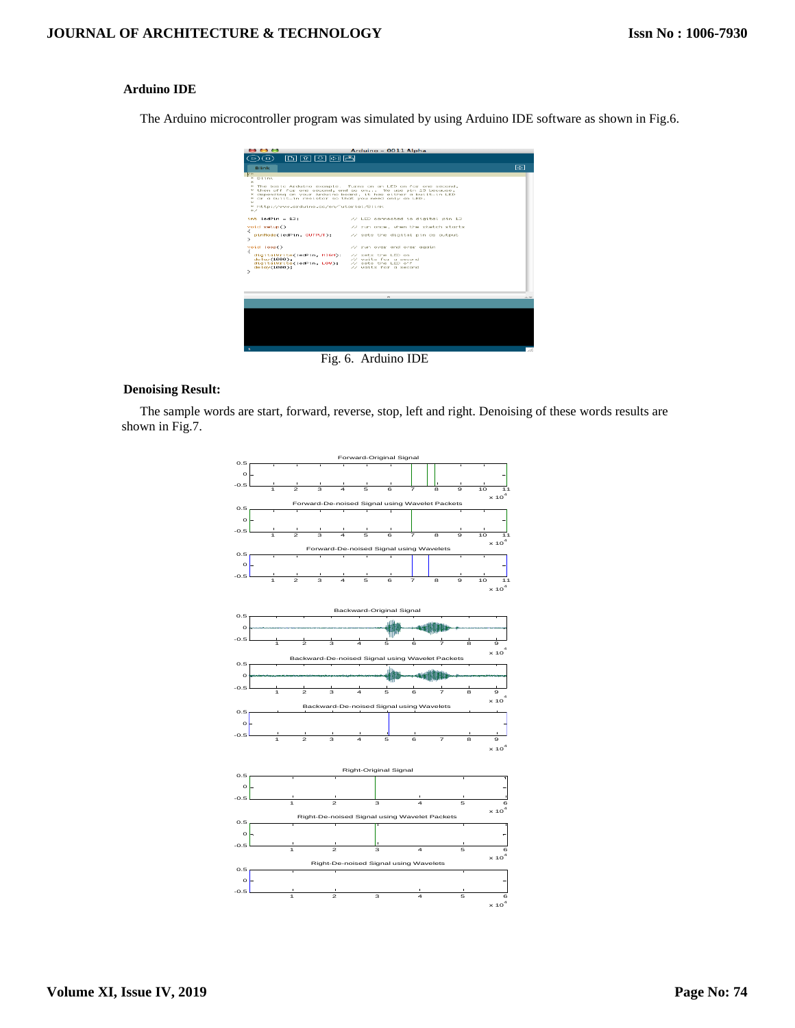### Arduino IDE

The Arduino microcontroller program was simulated by using Arduino IDE software as shown in Fig.6.

Fig. 6. Arduino IDE

### Denoising Result:

The sample words are start, forward, reverse, stop, left and right. Denoising of these words results are shown in Fig.7.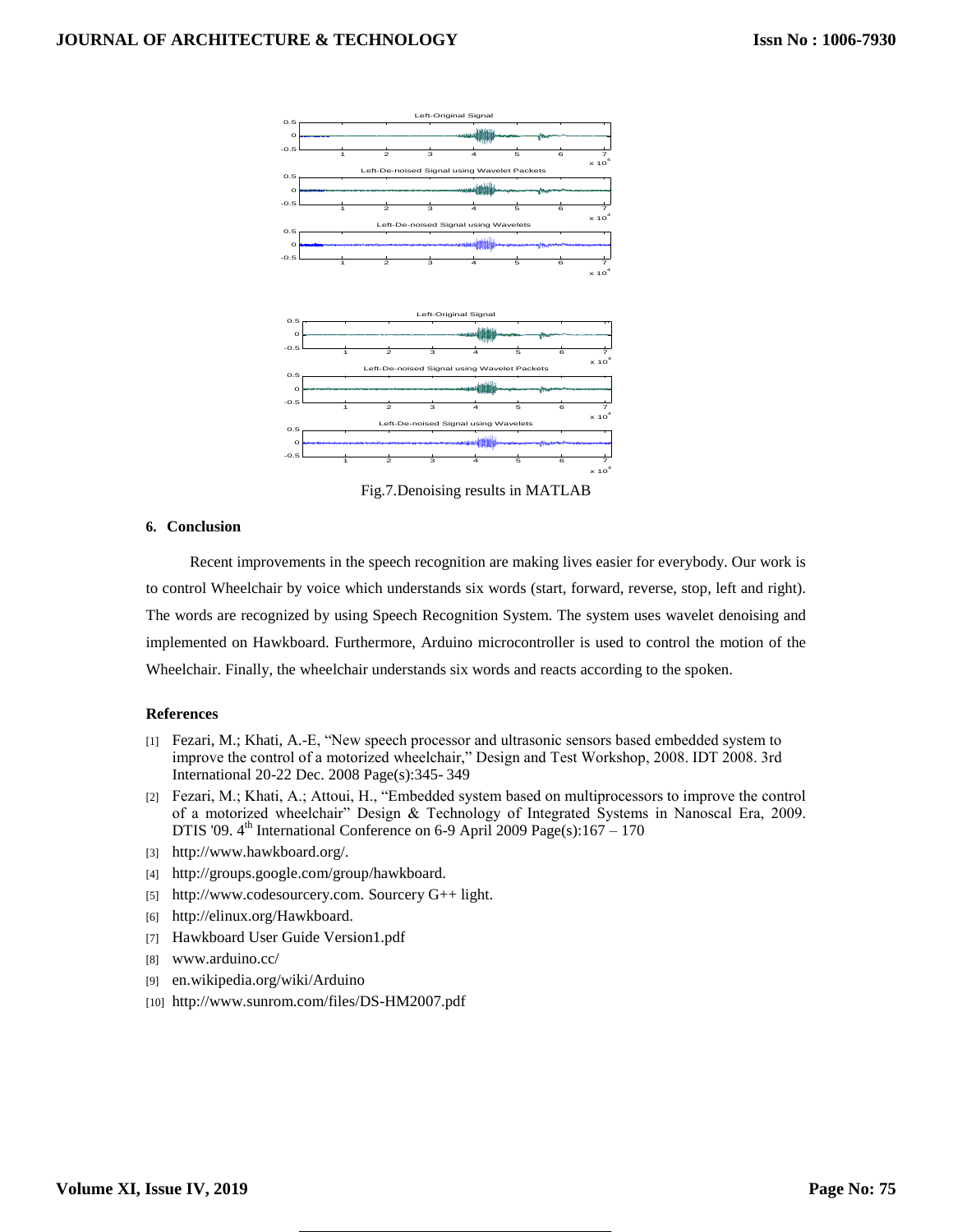Left-Original Signal

0.5
0
-0.5

1 2 3 4 5 6 7

x 10^4

Left-De-noised Signal using Wavelet Packets

0.5
0
-0.5

1 2 3 4 5 6 7

x 10^4

Left-De-noised Signal using Wavelets

0.5
0
-0.5

1 2 3 4 5 6 7

x 10^4

Left-Original Signal

0.5
0
-0.5

1 2 3 4 5 6 7

x 10^4

Left-De-noised Signal using Wavelet Packets

0.5
0
-0.5

1 2 3 4 5 6 7

x 10^4

Left-De-noised Signal using Wavelets

0.5
0
-0.5

1 2 3 4 5 6 7

x 10^4

Fig.7.Denoising results in MATLAB

## 6. Conclusion

Recent improvements in the speech recognition are making lives easier for everybody. Our work is to control Wheelchair by voice which understands six words (start, forward, reverse, stop, left and right). The words are recognized by using Speech Recognition System. The system uses wavelet denoising and implemented on Hawkboard. Furthermore, Arduino microcontroller is used to control the motion of the Wheelchair. Finally, the wheelchair understands six words and reacts according to the spoken.

## References

[1] Fezari, M.; Khati, A.-E, "New speech processor and ultrasonic sensors based embedded system to improve the control of a motorized wheelchair," Design and Test Workshop, 2008. IDT 2008. 3rd International 20-22 Dec. 2008 Page(s):345- 349

[2] Fezari, M.; Khati, A.; Attoui, H., "Embedded system based on multiprocessors to improve the control of a motorized wheelchair" Design & Technology of Integrated Systems in Nanoscal Era, 2009. DTIS '09. 4th International Conference on 6-9 April 2009 Page(s):167 – 170

[3] http://www.hawkboard.org/.

[4] http://groups.google.com/group/hawkboard.

[5] http://www.codesourcery.com. Sourcery G++ light.

[6] http://elinux.org/Hawkboard.

[7] Hawkboard User Guide Version1.pdf

[8] www.arduino.cc/

[9] en.wikipedia.org/wiki/Arduino

[10] http://www.sunrom.com/files/DS-HM2007.pdf